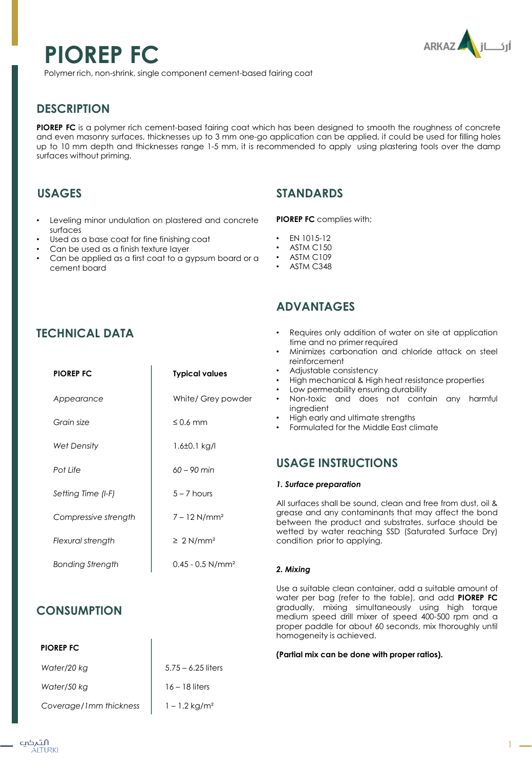# PIOREP FC

Polymer rich, non-shrink, single component cement-based fairing coat

## DESCRIPTION

**PIOREP FC** is a polymer rich cement-based fairing coat which has been designed to smooth the roughness of concrete and even masonry surfaces, thicknesses up to 3 mm one-go application can be applied, it could be used for filling holes up to 10 mm depth and thicknesses range 1-5 mm, it is recommended to apply using plastering tools over the damp surfaces without priming.

## USAGES

- Leveling minor undulation on plastered and concrete surfaces
- Used as a base coat for fine finishing coat
- Can be used as a finish texture layer
- Can be applied as a first coat to a gypsum board or a cement board

## STANDARDS

**PIOREP FC** complies with;

- EN 1015-12
- ASTM C150
- ASTM C109
- ASTM C348

## ADVANTAGES

- Requires only addition of water on site at application time and no primer required
- Minimizes carbonation and chloride attack on steel reinforcement
- Adjustable consistency
- High mechanical & High heat resistance properties
- Low permeability ensuring durability
- Non-toxic and does not contain any harmful ingredient
- High early and ultimate strengths
- Formulated for the Middle East climate

## TECHNICAL DATA

| PIOREP FC | Typical values |
|---|---|
| *Appearance* | White/ Grey powder |
| *Grain size* | ≤ 0.6 mm |
| *Wet Density* | 1.6±0.1 kg/l |
| *Pot Life* | *60 – 90 min* |
| *Setting Time (I-F)* | 5 – 7 hours |
| *Compressive strength* | 7 – 12 N/mm² |
| *Flexural strength* | ≥ 2 N/mm² |
| *Bonding Strength* | 0.45 - 0.5 N/mm² |

## CONSUMPTION

| PIOREP FC | |
|---|---|
| *Water/20 kg* | 5.75 – 6.25 liters |
| *Water/50 kg* | 16 – 18 liters |
| *Coverage/1mm thickness* | 1 – 1.2 kg/m² |

## USAGE INSTRUCTIONS

***1. Surface preparation***

All surfaces shall be sound, clean and free from dust, oil & grease and any contaminants that may affect the bond between the product and substrates. surface should be wetted by water reaching SSD (Saturated Surface Dry) condition prior to applying.

***2. Mixing***

Use a suitable clean container, add a suitable amount of water per bag (refer to the table), and add **PIOREP FC** gradually, mixing simultaneously using high torque medium speed drill mixer of speed 400-500 rpm and a proper paddle for about 60 seconds, mix thoroughly until homogeneity is achieved.

**(Partial mix can be done with proper ratios).**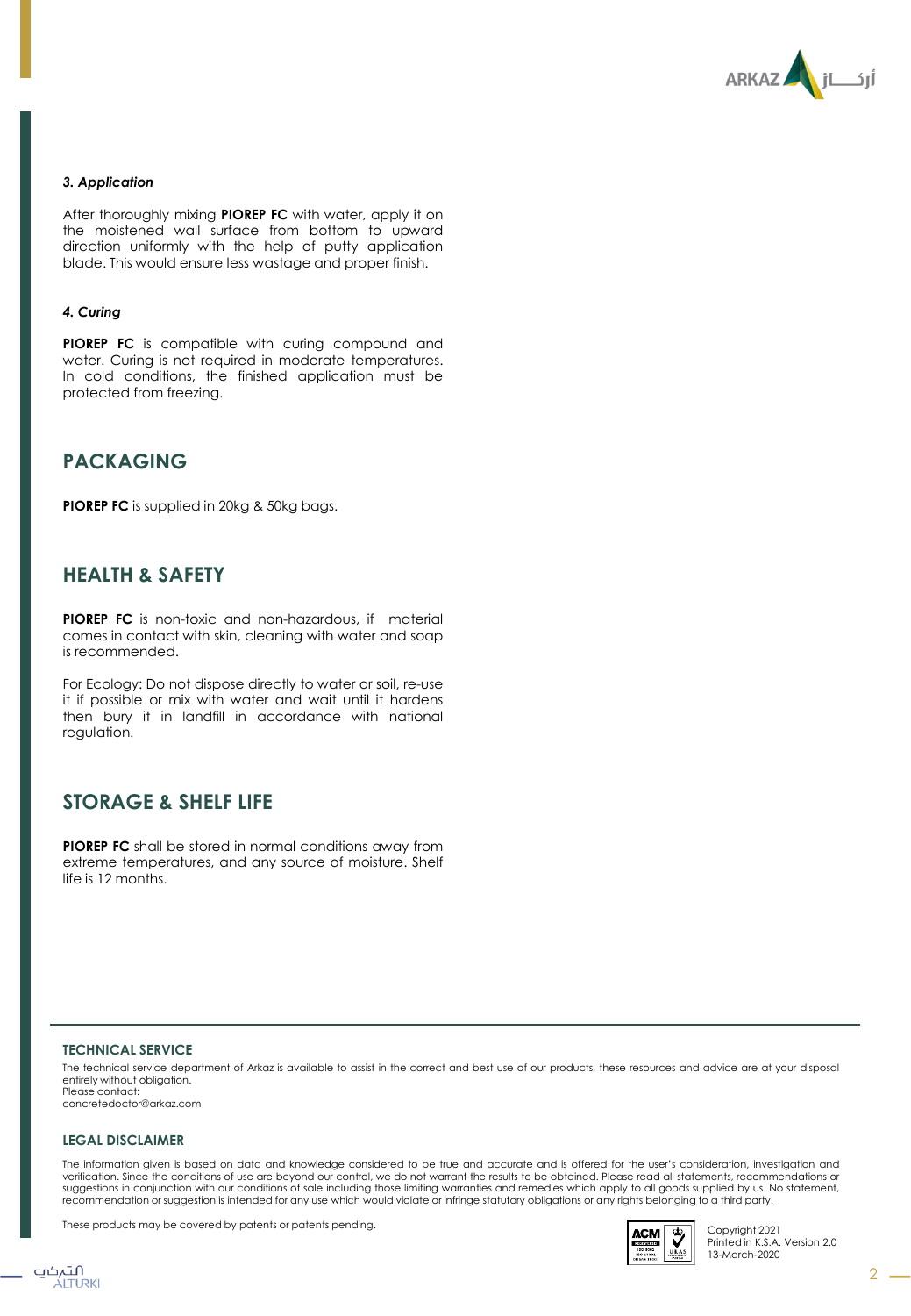### 3. Application

After thoroughly mixing **PIOREP FC** with water, apply it on the moistened wall surface from bottom to upward direction uniformly with the help of putty application blade. This would ensure less wastage and proper finish.

### 4. Curing

**PIOREP FC** is compatible with curing compound and water. Curing is not required in moderate temperatures. In cold conditions, the finished application must be protected from freezing.

## PACKAGING

**PIOREP FC** is supplied in 20kg & 50kg bags.

## HEALTH & SAFETY

**PIOREP FC** is non-toxic and non-hazardous, if material comes in contact with skin, cleaning with water and soap is recommended.

For Ecology: Do not dispose directly to water or soil, re-use it if possible or mix with water and wait until it hardens then bury it in landfill in accordance with national regulation.

## STORAGE & SHELF LIFE

**PIOREP FC** shall be stored in normal conditions away from extreme temperatures, and any source of moisture. Shelf life is 12 months.

### TECHNICAL SERVICE

The technical service department of Arkaz is available to assist in the correct and best use of our products, these resources and advice are at your disposal entirely without obligation.
Please contact:
concretedoctor@arkaz.com

### LEGAL DISCLAIMER

The information given is based on data and knowledge considered to be true and accurate and is offered for the user's consideration, investigation and verification. Since the conditions of use are beyond our control, we do not warrant the results to be obtained. Please read all statements, recommendations or suggestions in conjunction with our conditions of sale including those limiting warranties and remedies which apply to all goods supplied by us. No statement, recommendation or suggestion is intended for any use which would violate or infringe statutory obligations or any rights belonging to a third party.

These products may be covered by patents or patents pending.

Copyright 2021
Printed in K.S.A. Version 2.0
13-March-2020